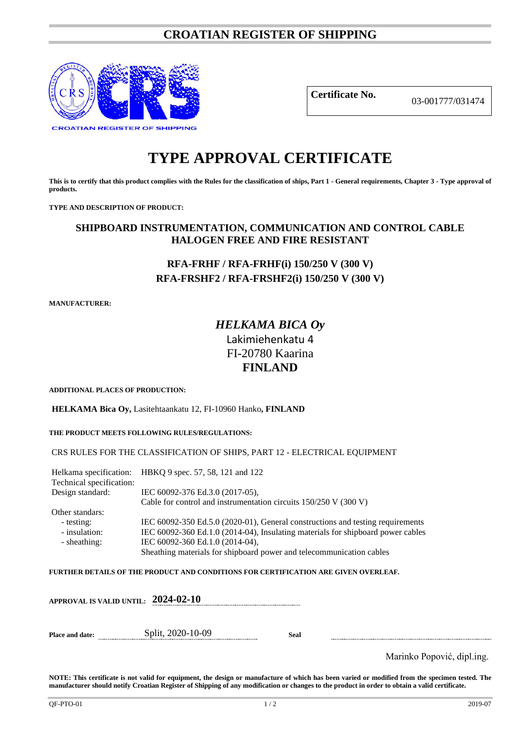# CROATIAN REGISTER OF SHIPPING

| **Certificate No.** | 03-001777/031474 |
|---|---|

# TYPE APPROVAL CERTIFICATE

**This is to certify that this product complies with the Rules for the classification of ships, Part 1 - General requirements, Chapter 3 - Type approval of products.**

**TYPE AND DESCRIPTION OF PRODUCT:**

## SHIPBOARD INSTRUMENTATION, COMMUNICATION AND CONTROL CABLE HALOGEN FREE AND FIRE RESISTANT

### RFA-FRHF / RFA-FRHF(i) 150/250 V (300 V)
### RFA-FRSHF2 / RFA-FRSHF2(i) 150/250 V (300 V)

**MANUFACTURER:**

***HELKAMA BICA Oy***
Lakimiehenkatu 4
FI-20780 Kaarina
**FINLAND**

**ADDITIONAL PLACES OF PRODUCTION:**

**HELKAMA Bica Oy,** Lasitehtaankatu 12, FI-10960 Hanko**, FINLAND**

**THE PRODUCT MEETS FOLLOWING RULES/REGULATIONS:**

CRS RULES FOR THE CLASSIFICATION OF SHIPS, PART 12 - ELECTRICAL EQUIPMENT

| | |
|---|---|
| Helkama specification: | HBKQ 9 spec. 57, 58, 121 and 122 |
| Technical specification: | |
| Design standard: | IEC 60092-376 Ed.3.0 (2017-05), Cable for control and instrumentation circuits 150/250 V (300 V) |
| Other standars: | |
| - testing: | IEC 60092-350 Ed.5.0 (2020-01), General constructions and testing requirements |
| - insulation: | IEC 60092-360 Ed.1.0 (2014-04), Insulating materials for shipboard power cables |
| - sheathing: | IEC 60092-360 Ed.1.0 (2014-04), Sheathing materials for shipboard power and telecommunication cables |

**FURTHER DETAILS OF THE PRODUCT AND CONDITIONS FOR CERTIFICATION ARE GIVEN OVERLEAF.**

**APPROVAL IS VALID UNTIL: 2024-02-10**

**Place and date:** Split, 2020-10-09 **Seal**

Marinko Popović, dipl.ing.

**NOTE: This certificate is not valid for equipment, the design or manufacture of which has been varied or modified from the specimen tested. The manufacturer should notify Croatian Register of Shipping of any modification or changes to the product in order to obtain a valid certificate.**

QF-PTO-01 2019-07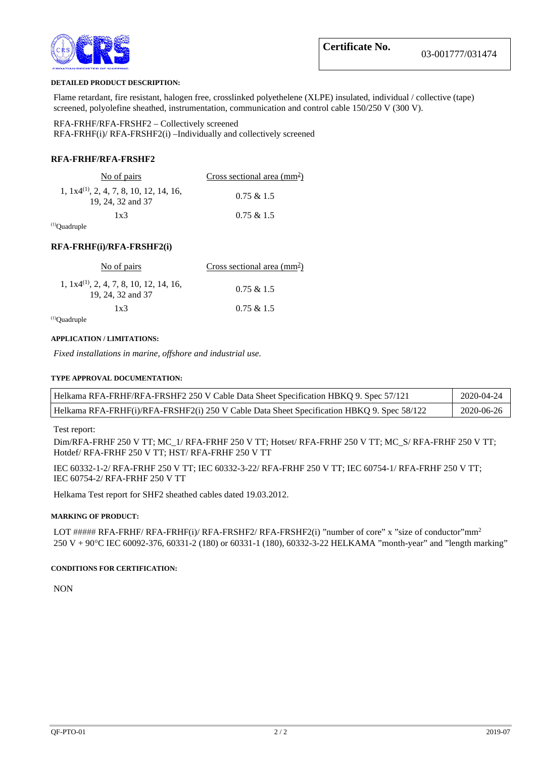| Certificate No. | 03-001777/031474 |
|---|---|

**DETAILED PRODUCT DESCRIPTION:**

Flame retardant, fire resistant, halogen free, crosslinked polyethelene (XLPE) insulated, individual / collective (tape) screened, polyolefine sheathed, instrumentation, communication and control cable 150/250 V (300 V).

RFA-FRHF/RFA-FRSHF2 – Collectively screened
RFA-FRHF(i)/ RFA-FRSHF2(i) –Individually and collectively screened

**RFA-FRHF/RFA-FRSHF2**

| No of pairs | Cross sectional area ($mm^2$) |
|---|---|
| 1, 1x4[(1)], 2, 4, 7, 8, 10, 12, 14, 16, 19, 24, 32 and 37 | 0.75 & 1.5 |
| 1x3 | 0.75 & 1.5 |

[(1)]Quadruple

**RFA-FRHF(i)/RFA-FRSHF2(i)**

| No of pairs | Cross sectional area ($mm^2$) |
|---|---|
| 1, 1x4[(1)], 2, 4, 7, 8, 10, 12, 14, 16, 19, 24, 32 and 37 | 0.75 & 1.5 |
| 1x3 | 0.75 & 1.5 |

[(1)]Quadruple

**APPLICATION / LIMITATIONS:**

*Fixed installations in marine, offshore and industrial use.*

**TYPE APPROVAL DOCUMENTATION:**

| | |
|---|---|
| Helkama RFA-FRHF/RFA-FRSHF2 250 V Cable Data Sheet Specification HBKQ 9. Spec 57/121 | 2020-04-24 |
| Helkama RFA-FRHF(i)/RFA-FRSHF2(i) 250 V Cable Data Sheet Specification HBKQ 9. Spec 58/122 | 2020-06-26 |

Test report:

Dim/RFA-FRHF 250 V TT; MC_1/ RFA-FRHF 250 V TT; Hotset/ RFA-FRHF 250 V TT; MC_S/ RFA-FRHF 250 V TT; Hotdef/ RFA-FRHF 250 V TT; HST/ RFA-FRHF 250 V TT

IEC 60332-1-2/ RFA-FRHF 250 V TT; IEC 60332-3-22/ RFA-FRHF 250 V TT; IEC 60754-1/ RFA-FRHF 250 V TT; IEC 60754-2/ RFA-FRHF 250 V TT

Helkama Test report for SHF2 sheathed cables dated 19.03.2012.

**MARKING OF PRODUCT:**

LOT ##### RFA-FRHF/ RFA-FRHF(i)/ RFA-FRSHF2/ RFA-FRSHF2(i) "number of core" x "size of conductor"$mm^2$ 250 V + 90°C IEC 60092-376, 60331-2 (180) or 60331-1 (180), 60332-3-22 HELKAMA "month-year" and "length marking"

**CONDITIONS FOR CERTIFICATION:**

NON